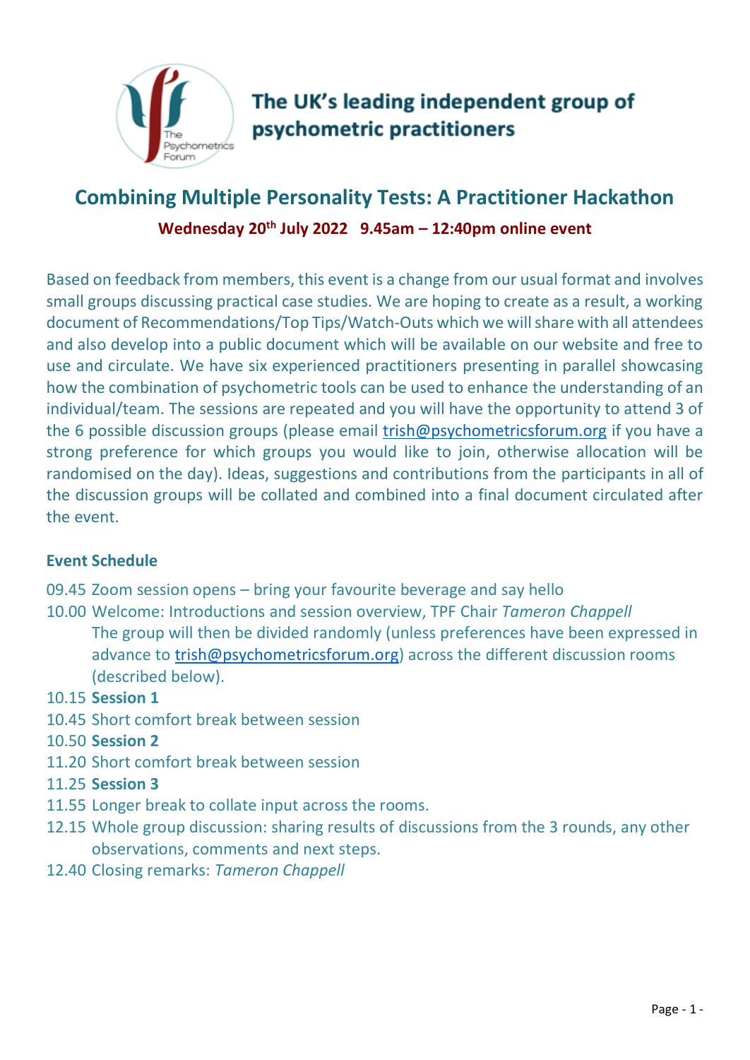The UK's leading independent group of psychometric practitioners

# Combining Multiple Personality Tests: A Practitioner Hackathon

**Wednesday 20th July 2022 9.45am – 12:40pm online event**

Based on feedback from members, this event is a change from our usual format and involves small groups discussing practical case studies. We are hoping to create as a result, a working document of Recommendations/Top Tips/Watch-Outs which we will share with all attendees and also develop into a public document which will be available on our website and free to use and circulate. We have six experienced practitioners presenting in parallel showcasing how the combination of psychometric tools can be used to enhance the understanding of an individual/team. The sessions are repeated and you will have the opportunity to attend 3 of the 6 possible discussion groups (please email trish@psychometricsforum.org if you have a strong preference for which groups you would like to join, otherwise allocation will be randomised on the day). Ideas, suggestions and contributions from the participants in all of the discussion groups will be collated and combined into a final document circulated after the event.

## Event Schedule

09.45 Zoom session opens – bring your favourite beverage and say hello

10.00 Welcome: Introductions and session overview, TPF Chair *Tameron Chappell*
The group will then be divided randomly (unless preferences have been expressed in advance to trish@psychometricsforum.org) across the different discussion rooms (described below).

10.15 **Session 1**

10.45 Short comfort break between session

10.50 **Session 2**

11.20 Short comfort break between session

11.25 **Session 3**

11.55 Longer break to collate input across the rooms.

12.15 Whole group discussion: sharing results of discussions from the 3 rounds, any other observations, comments and next steps.

12.40 Closing remarks: *Tameron Chappell*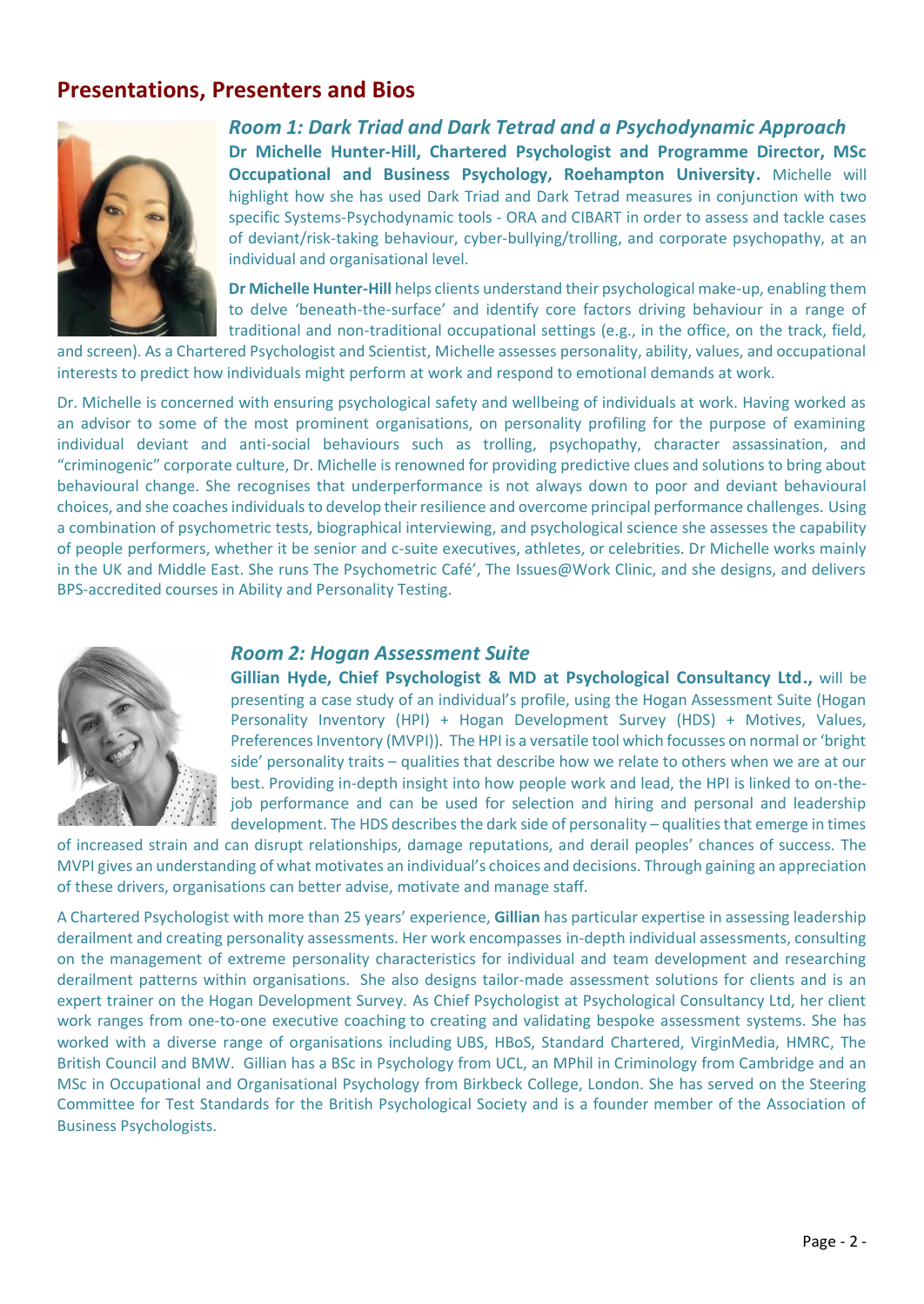## Presentations, Presenters and Bios

### *Room 1: Dark Triad and Dark Tetrad and a Psychodynamic Approach*

**Dr Michelle Hunter-Hill, Chartered Psychologist and Programme Director, MSc Occupational and Business Psychology, Roehampton University.** Michelle will highlight how she has used Dark Triad and Dark Tetrad measures in conjunction with two specific Systems-Psychodynamic tools - ORA and CIBART in order to assess and tackle cases of deviant/risk-taking behaviour, cyber-bullying/trolling, and corporate psychopathy, at an individual and organisational level.

**Dr Michelle Hunter-Hill** helps clients understand their psychological make-up, enabling them to delve 'beneath-the-surface' and identify core factors driving behaviour in a range of traditional and non-traditional occupational settings (e.g., in the office, on the track, field, and screen). As a Chartered Psychologist and Scientist, Michelle assesses personality, ability, values, and occupational interests to predict how individuals might perform at work and respond to emotional demands at work.

Dr. Michelle is concerned with ensuring psychological safety and wellbeing of individuals at work. Having worked as an advisor to some of the most prominent organisations, on personality profiling for the purpose of examining individual deviant and anti-social behaviours such as trolling, psychopathy, character assassination, and "criminogenic" corporate culture, Dr. Michelle is renowned for providing predictive clues and solutions to bring about behavioural change. She recognises that underperformance is not always down to poor and deviant behavioural choices, and she coaches individuals to develop their resilience and overcome principal performance challenges. Using a combination of psychometric tests, biographical interviewing, and psychological science she assesses the capability of people performers, whether it be senior and c-suite executives, athletes, or celebrities. Dr Michelle works mainly in the UK and Middle East. She runs The Psychometric Café', The Issues@Work Clinic, and she designs, and delivers BPS-accredited courses in Ability and Personality Testing.

### *Room 2: Hogan Assessment Suite*

**Gillian Hyde, Chief Psychologist & MD at Psychological Consultancy Ltd.,** will be presenting a case study of an individual's profile, using the Hogan Assessment Suite (Hogan Personality Inventory (HPI) + Hogan Development Survey (HDS) + Motives, Values, Preferences Inventory (MVPI)). The HPI is a versatile tool which focusses on normal or 'bright side' personality traits – qualities that describe how we relate to others when we are at our best. Providing in-depth insight into how people work and lead, the HPI is linked to on-the-job performance and can be used for selection and hiring and personal and leadership development. The HDS describes the dark side of personality – qualities that emerge in times of increased strain and can disrupt relationships, damage reputations, and derail peoples' chances of success. The MVPI gives an understanding of what motivates an individual's choices and decisions. Through gaining an appreciation of these drivers, organisations can better advise, motivate and manage staff.

A Chartered Psychologist with more than 25 years' experience, **Gillian** has particular expertise in assessing leadership derailment and creating personality assessments. Her work encompasses in-depth individual assessments, consulting on the management of extreme personality characteristics for individual and team development and researching derailment patterns within organisations. She also designs tailor-made assessment solutions for clients and is an expert trainer on the Hogan Development Survey. As Chief Psychologist at Psychological Consultancy Ltd, her client work ranges from one-to-one executive coaching to creating and validating bespoke assessment systems. She has worked with a diverse range of organisations including UBS, HBoS, Standard Chartered, VirginMedia, HMRC, The British Council and BMW. Gillian has a BSc in Psychology from UCL, an MPhil in Criminology from Cambridge and an MSc in Occupational and Organisational Psychology from Birkbeck College, London. She has served on the Steering Committee for Test Standards for the British Psychological Society and is a founder member of the Association of Business Psychologists.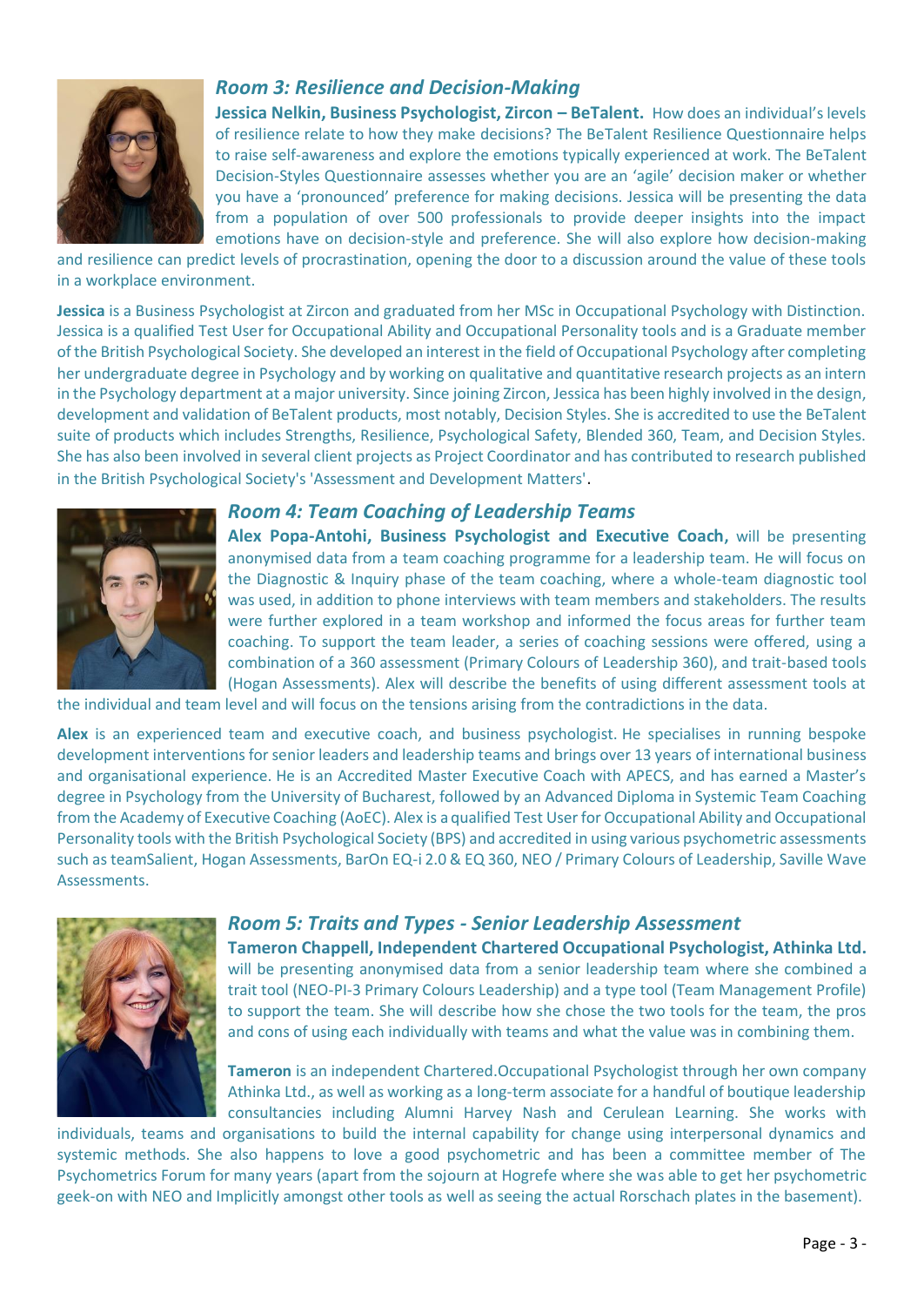## *Room 3: Resilience and Decision-Making*

**Jessica Nelkin, Business Psychologist, Zircon – BeTalent.** How does an individual's levels of resilience relate to how they make decisions? The BeTalent Resilience Questionnaire helps to raise self-awareness and explore the emotions typically experienced at work. The BeTalent Decision-Styles Questionnaire assesses whether you are an 'agile' decision maker or whether you have a 'pronounced' preference for making decisions. Jessica will be presenting the data from a population of over 500 professionals to provide deeper insights into the impact emotions have on decision-style and preference. She will also explore how decision-making and resilience can predict levels of procrastination, opening the door to a discussion around the value of these tools in a workplace environment.

**Jessica** is a Business Psychologist at Zircon and graduated from her MSc in Occupational Psychology with Distinction. Jessica is a qualified Test User for Occupational Ability and Occupational Personality tools and is a Graduate member of the British Psychological Society. She developed an interest in the field of Occupational Psychology after completing her undergraduate degree in Psychology and by working on qualitative and quantitative research projects as an intern in the Psychology department at a major university. Since joining Zircon, Jessica has been highly involved in the design, development and validation of BeTalent products, most notably, Decision Styles. She is accredited to use the BeTalent suite of products which includes Strengths, Resilience, Psychological Safety, Blended 360, Team, and Decision Styles. She has also been involved in several client projects as Project Coordinator and has contributed to research published in the British Psychological Society's 'Assessment and Development Matters'.

## *Room 4: Team Coaching of Leadership Teams*

**Alex Popa-Antohi, Business Psychologist and Executive Coach,** will be presenting anonymised data from a team coaching programme for a leadership team. He will focus on the Diagnostic & Inquiry phase of the team coaching, where a whole-team diagnostic tool was used, in addition to phone interviews with team members and stakeholders. The results were further explored in a team workshop and informed the focus areas for further team coaching. To support the team leader, a series of coaching sessions were offered, using a combination of a 360 assessment (Primary Colours of Leadership 360), and trait-based tools (Hogan Assessments). Alex will describe the benefits of using different assessment tools at the individual and team level and will focus on the tensions arising from the contradictions in the data.

**Alex** is an experienced team and executive coach, and business psychologist. He specialises in running bespoke development interventions for senior leaders and leadership teams and brings over 13 years of international business and organisational experience. He is an Accredited Master Executive Coach with APECS, and has earned a Master's degree in Psychology from the University of Bucharest, followed by an Advanced Diploma in Systemic Team Coaching from the Academy of Executive Coaching (AoEC). Alex is a qualified Test User for Occupational Ability and Occupational Personality tools with the British Psychological Society (BPS) and accredited in using various psychometric assessments such as teamSalient, Hogan Assessments, BarOn EQ-i 2.0 & EQ 360, NEO / Primary Colours of Leadership, Saville Wave Assessments.

## *Room 5: Traits and Types - Senior Leadership Assessment*

**Tameron Chappell, Independent Chartered Occupational Psychologist, Athinka Ltd.** will be presenting anonymised data from a senior leadership team where she combined a trait tool (NEO-PI-3 Primary Colours Leadership) and a type tool (Team Management Profile) to support the team. She will describe how she chose the two tools for the team, the pros and cons of using each individually with teams and what the value was in combining them.

**Tameron** is an independent Chartered.Occupational Psychologist through her own company Athinka Ltd., as well as working as a long-term associate for a handful of boutique leadership consultancies including Alumni Harvey Nash and Cerulean Learning. She works with individuals, teams and organisations to build the internal capability for change using interpersonal dynamics and systemic methods. She also happens to love a good psychometric and has been a committee member of The Psychometrics Forum for many years (apart from the sojourn at Hogrefe where she was able to get her psychometric geek-on with NEO and Implicitly amongst other tools as well as seeing the actual Rorschach plates in the basement).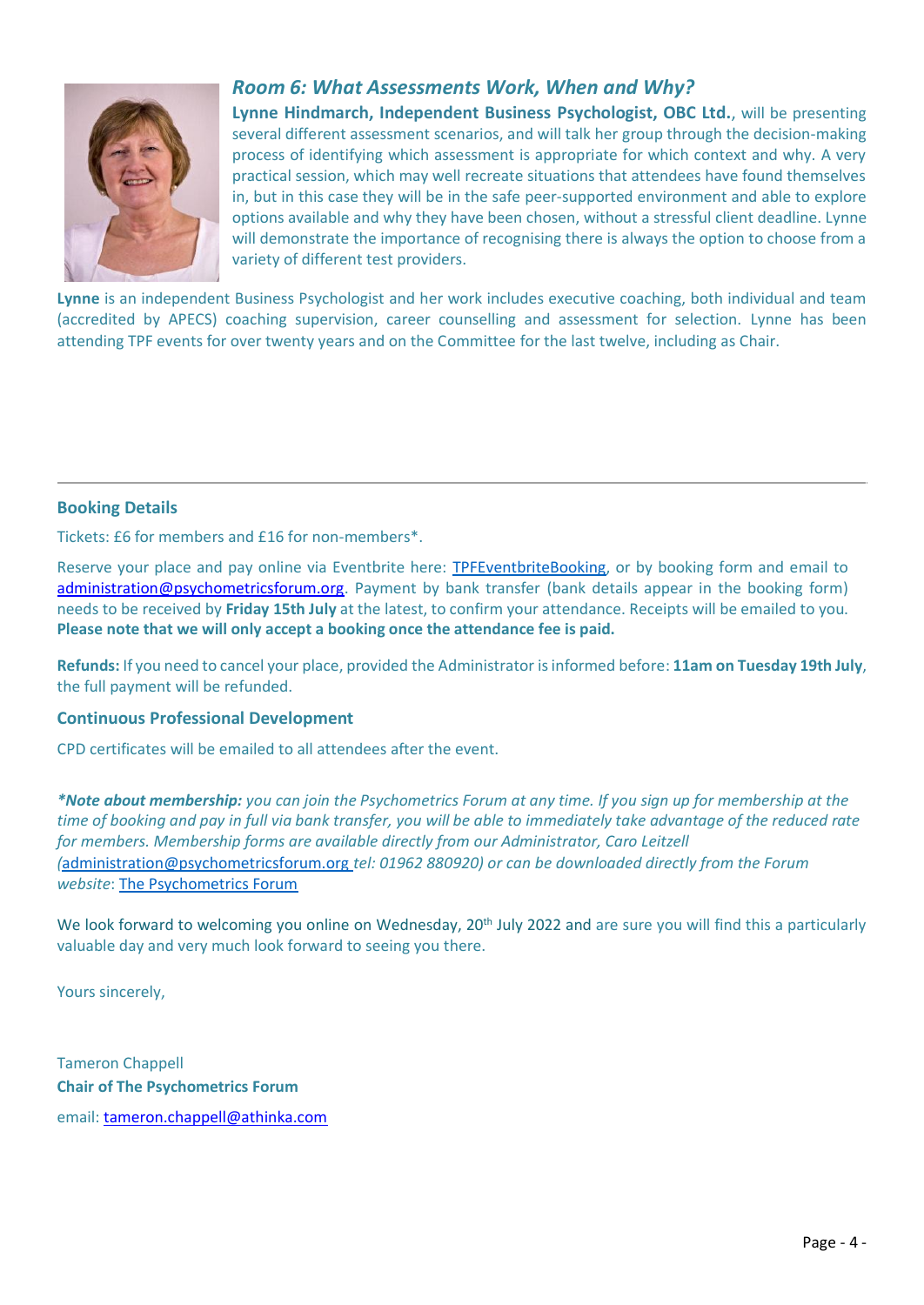### *Room 6: What Assessments Work, When and Why?*

**Lynne Hindmarch, Independent Business Psychologist, OBC Ltd.**, will be presenting several different assessment scenarios, and will talk her group through the decision-making process of identifying which assessment is appropriate for which context and why. A very practical session, which may well recreate situations that attendees have found themselves in, but in this case they will be in the safe peer-supported environment and able to explore options available and why they have been chosen, without a stressful client deadline. Lynne will demonstrate the importance of recognising there is always the option to choose from a variety of different test providers.

**Lynne** is an independent Business Psychologist and her work includes executive coaching, both individual and team (accredited by APECS) coaching supervision, career counselling and assessment for selection. Lynne has been attending TPF events for over twenty years and on the Committee for the last twelve, including as Chair.

---

### Booking Details

Tickets: £6 for members and £16 for non-members*.

Reserve your place and pay online via Eventbrite here: TPFEventbriteBooking, or by booking form and email to administration@psychometricsforum.org. Payment by bank transfer (bank details appear in the booking form) needs to be received by **Friday 15th July** at the latest, to confirm your attendance. Receipts will be emailed to you. **Please note that we will only accept a booking once the attendance fee is paid.**

**Refunds:** If you need to cancel your place, provided the Administrator is informed before: **11am on Tuesday 19th July**, the full payment will be refunded.

### Continuous Professional Development

CPD certificates will be emailed to all attendees after the event.

***Note about membership:** you can join the Psychometrics Forum at any time. If you sign up for membership at the time of booking and pay in full via bank transfer, you will be able to immediately take advantage of the reduced rate for members. Membership forms are available directly from our Administrator, Caro Leitzell (administration@psychometricsforum.org tel: 01962 880920) or can be downloaded directly from the Forum website*: The Psychometrics Forum

We look forward to welcoming you online on Wednesday, 20th July 2022 and are sure you will find this a particularly valuable day and very much look forward to seeing you there.

Yours sincerely,

Tameron Chappell
**Chair of The Psychometrics Forum**
email: tameron.chappell@athinka.com